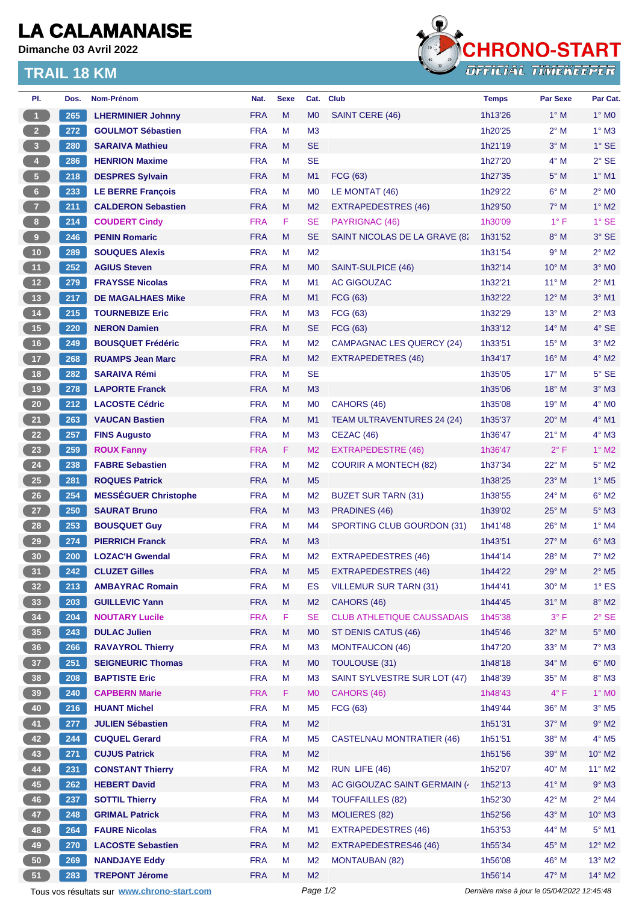# LA CALAMANAISE

Dimanche 03 Avril 2022

## TRAIL 18 KM

CHRONO-START OFFICIAL TIMEKEEPER

| Pl. | Dos. | Nom-Prénom | Nat. | Sexe | Cat. | Club | Temps | Par Sexe | Par Cat. |
|---|---|---|---|---|---|---|---|---|---|
| 1 | 265 | LHERMINIER Johnny | FRA | M | M0 | SAINT CERE (46) | 1h13'26 | 1° M | 1° M0 |
| 2 | 272 | GOULMOT Sébastien | FRA | M | M3 | | 1h20'25 | 2° M | 1° M3 |
| 3 | 280 | SARAIVA Mathieu | FRA | M | SE | | 1h21'19 | 3° M | 1° SE |
| 4 | 286 | HENRION Maxime | FRA | M | SE | | 1h27'20 | 4° M | 2° SE |
| 5 | 218 | DESPRES Sylvain | FRA | M | M1 | FCG (63) | 1h27'35 | 5° M | 1° M1 |
| 6 | 233 | LE BERRE François | FRA | M | M0 | LE MONTAT (46) | 1h29'22 | 6° M | 2° M0 |
| 7 | 211 | CALDERON Sebastien | FRA | M | M2 | EXTRAPEDESTRES (46) | 1h29'50 | 7° M | 1° M2 |
| 8 | 214 | COUDERT Cindy | FRA | F | SE | PAYRIGNAC (46) | 1h30'09 | 1° F | 1° SE |
| 9 | 246 | PENIN Romaric | FRA | M | SE | SAINT NICOLAS DE LA GRAVE (8 | 1h31'52 | 8° M | 3° SE |
| 10 | 289 | SOUQUES Alexis | FRA | M | M2 | | 1h31'54 | 9° M | 2° M2 |
| 11 | 252 | AGIUS Steven | FRA | M | M0 | SAINT-SULPICE (46) | 1h32'14 | 10° M | 3° M0 |
| 12 | 279 | FRAYSSE Nicolas | FRA | M | M1 | AC GIGOUZAC | 1h32'21 | 11° M | 2° M1 |
| 13 | 217 | DE MAGALHAES Mike | FRA | M | M1 | FCG (63) | 1h32'22 | 12° M | 3° M1 |
| 14 | 215 | TOURNEBIZE Eric | FRA | M | M3 | FCG (63) | 1h32'29 | 13° M | 2° M3 |
| 15 | 220 | NERON Damien | FRA | M | SE | FCG (63) | 1h33'12 | 14° M | 4° SE |
| 16 | 249 | BOUSQUET Frédéric | FRA | M | M2 | CAMPAGNAC LES QUERCY (24) | 1h33'51 | 15° M | 3° M2 |
| 17 | 268 | RUAMPS Jean Marc | FRA | M | M2 | EXTRAPEDETRES (46) | 1h34'17 | 16° M | 4° M2 |
| 18 | 282 | SARAIVA Rémi | FRA | M | SE | | 1h35'05 | 17° M | 5° SE |
| 19 | 278 | LAPORTE Franck | FRA | M | M3 | | 1h35'06 | 18° M | 3° M3 |
| 20 | 212 | LACOSTE Cédric | FRA | M | M0 | CAHORS (46) | 1h35'08 | 19° M | 4° M0 |
| 21 | 263 | VAUCAN Bastien | FRA | M | M1 | TEAM ULTRAVENTURES 24 (24) | 1h35'37 | 20° M | 4° M1 |
| 22 | 257 | FINS Augusto | FRA | M | M3 | CEZAC (46) | 1h36'47 | 21° M | 4° M3 |
| 23 | 259 | ROUX Fanny | FRA | F | M2 | EXTRAPEDESTRE (46) | 1h36'47 | 2° F | 1° M2 |
| 24 | 238 | FABRE Sebastien | FRA | M | M2 | COURIR A MONTECH (82) | 1h37'34 | 22° M | 5° M2 |
| 25 | 281 | ROQUES Patrick | FRA | M | M5 | | 1h38'25 | 23° M | 1° M5 |
| 26 | 254 | MESSÉGUER Christophe | FRA | M | M2 | BUZET SUR TARN (31) | 1h38'55 | 24° M | 6° M2 |
| 27 | 250 | SAURAT Bruno | FRA | M | M3 | PRADINES (46) | 1h39'02 | 25° M | 5° M3 |
| 28 | 253 | BOUSQUET Guy | FRA | M | M4 | SPORTING CLUB GOURDON (31) | 1h41'48 | 26° M | 1° M4 |
| 29 | 274 | PIERRICH Franck | FRA | M | M3 | | 1h43'51 | 27° M | 6° M3 |
| 30 | 200 | LOZAC'H Gwendal | FRA | M | M2 | EXTRAPEDESTRES (46) | 1h44'14 | 28° M | 7° M2 |
| 31 | 242 | CLUZET Gilles | FRA | M | M5 | EXTRAPEDESTRES (46) | 1h44'22 | 29° M | 2° M5 |
| 32 | 213 | AMBAYRAC Romain | FRA | M | ES | VILLEMUR SUR TARN (31) | 1h44'41 | 30° M | 1° ES |
| 33 | 203 | GUILLEVIC Yann | FRA | M | M2 | CAHORS (46) | 1h44'45 | 31° M | 8° M2 |
| 34 | 204 | NOUTARY Lucile | FRA | F | SE | CLUB ATHLETIQUE CAUSSADAIS | 1h45'38 | 3° F | 2° SE |
| 35 | 243 | DULAC Julien | FRA | M | M0 | ST DENIS CATUS (46) | 1h45'46 | 32° M | 5° M0 |
| 36 | 266 | RAVAYROL Thierry | FRA | M | M3 | MONTFAUCON (46) | 1h47'20 | 33° M | 7° M3 |
| 37 | 251 | SEIGNEURIC Thomas | FRA | M | M0 | TOULOUSE (31) | 1h48'18 | 34° M | 6° M0 |
| 38 | 208 | BAPTISTE Eric | FRA | M | M3 | SAINT SYLVESTRE SUR LOT (47) | 1h48'39 | 35° M | 8° M3 |
| 39 | 240 | CAPBERN Marie | FRA | F | M0 | CAHORS (46) | 1h48'43 | 4° F | 1° M0 |
| 40 | 216 | HUANT Michel | FRA | M | M5 | FCG (63) | 1h49'44 | 36° M | 3° M5 |
| 41 | 277 | JULIEN Sébastien | FRA | M | M2 | | 1h51'31 | 37° M | 9° M2 |
| 42 | 244 | CUQUEL Gerard | FRA | M | M5 | CASTELNAU MONTRATIER (46) | 1h51'51 | 38° M | 4° M5 |
| 43 | 271 | CUJUS Patrick | FRA | M | M2 | | 1h51'56 | 39° M | 10° M2 |
| 44 | 231 | CONSTANT Thierry | FRA | M | M2 | RUN LIFE (46) | 1h52'07 | 40° M | 11° M2 |
| 45 | 262 | HEBERT David | FRA | M | M3 | AC GIGOUZAC SAINT GERMAIN ( | 1h52'13 | 41° M | 9° M3 |
| 46 | 237 | SOTTIL Thierry | FRA | M | M4 | TOUFFAILLES (82) | 1h52'30 | 42° M | 2° M4 |
| 47 | 248 | GRIMAL Patrick | FRA | M | M3 | MOLIERES (82) | 1h52'56 | 43° M | 10° M3 |
| 48 | 264 | FAURE Nicolas | FRA | M | M1 | EXTRAPEDESTRES (46) | 1h53'53 | 44° M | 5° M1 |
| 49 | 270 | LACOSTE Sebastien | FRA | M | M2 | EXTRAPEDESTRES46 (46) | 1h55'34 | 45° M | 12° M2 |
| 50 | 269 | NANDJAYE Eddy | FRA | M | M2 | MONTAUBAN (82) | 1h56'08 | 46° M | 13° M2 |
| 51 | 283 | TREPONT Jérome | FRA | M | M2 | | 1h56'14 | 47° M | 14° M2 |

Tous vos résultats sur www.chrono-start.com

Dernière mise à jour le 05/04/2022 12:45:48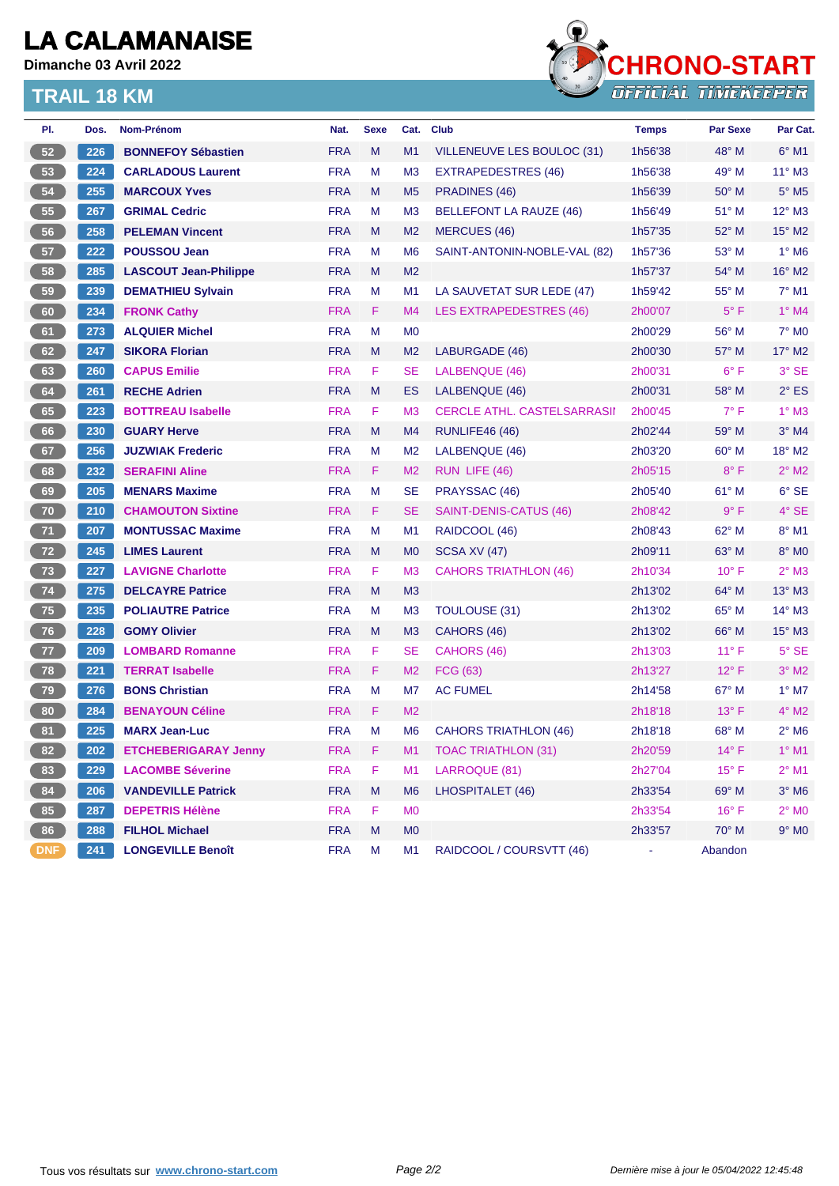# LA CALAMANAISE

**Dimanche 03 Avril 2022**

## TRAIL 18 KM

| Pl. | Dos. | Nom-Prénom | Nat. | Sexe | Cat. | Club | Temps | Par Sexe | Par Cat. |
|---|---|---|---|---|---|---|---|---|---|
| 52 | 226 | BONNEFOY Sébastien | FRA | M | M1 | VILLENEUVE LES BOULOC (31) | 1h56'38 | 48° M | 6° M1 |
| 53 | 224 | CARLADOUS Laurent | FRA | M | M3 | EXTRAPEDESTRES (46) | 1h56'38 | 49° M | 11° M3 |
| 54 | 255 | MARCOUX Yves | FRA | M | M5 | PRADINES (46) | 1h56'39 | 50° M | 5° M5 |
| 55 | 267 | GRIMAL Cedric | FRA | M | M3 | BELLEFONT LA RAUZE (46) | 1h56'49 | 51° M | 12° M3 |
| 56 | 258 | PELEMAN Vincent | FRA | M | M2 | MERCUES (46) | 1h57'35 | 52° M | 15° M2 |
| 57 | 222 | POUSSOU Jean | FRA | M | M6 | SAINT-ANTONIN-NOBLE-VAL (82) | 1h57'36 | 53° M | 1° M6 |
| 58 | 285 | LASCOUT Jean-Philippe | FRA | M | M2 | | 1h57'37 | 54° M | 16° M2 |
| 59 | 239 | DEMATHIEU Sylvain | FRA | M | M1 | LA SAUVETAT SUR LEDE (47) | 1h59'42 | 55° M | 7° M1 |
| 60 | 234 | FRONK Cathy | FRA | F | M4 | LES EXTRAPEDESTRES (46) | 2h00'07 | 5° F | 1° M4 |
| 61 | 273 | ALQUIER Michel | FRA | M | M0 | | 2h00'29 | 56° M | 7° M0 |
| 62 | 247 | SIKORA Florian | FRA | M | M2 | LABURGADE (46) | 2h00'30 | 57° M | 17° M2 |
| 63 | 260 | CAPUS Emilie | FRA | F | SE | LALBENQUE (46) | 2h00'31 | 6° F | 3° SE |
| 64 | 261 | RECHE Adrien | FRA | M | ES | LALBENQUE (46) | 2h00'31 | 58° M | 2° ES |
| 65 | 223 | BOTTREAU Isabelle | FRA | F | M3 | CERCLE ATHL. CASTELSARRASII | 2h00'45 | 7° F | 1° M3 |
| 66 | 230 | GUARY Herve | FRA | M | M4 | RUNLIFE46 (46) | 2h02'44 | 59° M | 3° M4 |
| 67 | 256 | JUZWIAK Frederic | FRA | M | M2 | LALBENQUE (46) | 2h03'20 | 60° M | 18° M2 |
| 68 | 232 | SERAFINI Aline | FRA | F | M2 | RUN LIFE (46) | 2h05'15 | 8° F | 2° M2 |
| 69 | 205 | MENARS Maxime | FRA | M | SE | PRAYSSAC (46) | 2h05'40 | 61° M | 6° SE |
| 70 | 210 | CHAMOUTON Sixtine | FRA | F | SE | SAINT-DENIS-CATUS (46) | 2h08'42 | 9° F | 4° SE |
| 71 | 207 | MONTUSSAC Maxime | FRA | M | M1 | RAIDCOOL (46) | 2h08'43 | 62° M | 8° M1 |
| 72 | 245 | LIMES Laurent | FRA | M | M0 | SCSA XV (47) | 2h09'11 | 63° M | 8° M0 |
| 73 | 227 | LAVIGNE Charlotte | FRA | F | M3 | CAHORS TRIATHLON (46) | 2h10'34 | 10° F | 2° M3 |
| 74 | 275 | DELCAYRE Patrice | FRA | M | M3 | | 2h13'02 | 64° M | 13° M3 |
| 75 | 235 | POLIAUTRE Patrice | FRA | M | M3 | TOULOUSE (31) | 2h13'02 | 65° M | 14° M3 |
| 76 | 228 | GOMY Olivier | FRA | M | M3 | CAHORS (46) | 2h13'02 | 66° M | 15° M3 |
| 77 | 209 | LOMBARD Romanne | FRA | F | SE | CAHORS (46) | 2h13'03 | 11° F | 5° SE |
| 78 | 221 | TERRAT Isabelle | FRA | F | M2 | FCG (63) | 2h13'27 | 12° F | 3° M2 |
| 79 | 276 | BONS Christian | FRA | M | M7 | AC FUMEL | 2h14'58 | 67° M | 1° M7 |
| 80 | 284 | BENAYOUN Céline | FRA | F | M2 | | 2h18'18 | 13° F | 4° M2 |
| 81 | 225 | MARX Jean-Luc | FRA | M | M6 | CAHORS TRIATHLON (46) | 2h18'18 | 68° M | 2° M6 |
| 82 | 202 | ETCHEBERIGARAY Jenny | FRA | F | M1 | TOAC TRIATHLON (31) | 2h20'59 | 14° F | 1° M1 |
| 83 | 229 | LACOMBE Séverine | FRA | F | M1 | LARROQUE (81) | 2h27'04 | 15° F | 2° M1 |
| 84 | 206 | VANDEVILLE Patrick | FRA | M | M6 | LHOSPITALET (46) | 2h33'54 | 69° M | 3° M6 |
| 85 | 287 | DEPETRIS Hélène | FRA | F | M0 | | 2h33'54 | 16° F | 2° M0 |
| 86 | 288 | FILHOL Michael | FRA | M | M0 | | 2h33'57 | 70° M | 9° M0 |
| DNF | 241 | LONGEVILLE Benoît | FRA | M | M1 | RAIDCOOL / COURSVTT (46) | - | Abandon | |

Tous vos résultats sur www.chrono-start.com

*Dernière mise à jour le 05/04/2022 12:45:48*